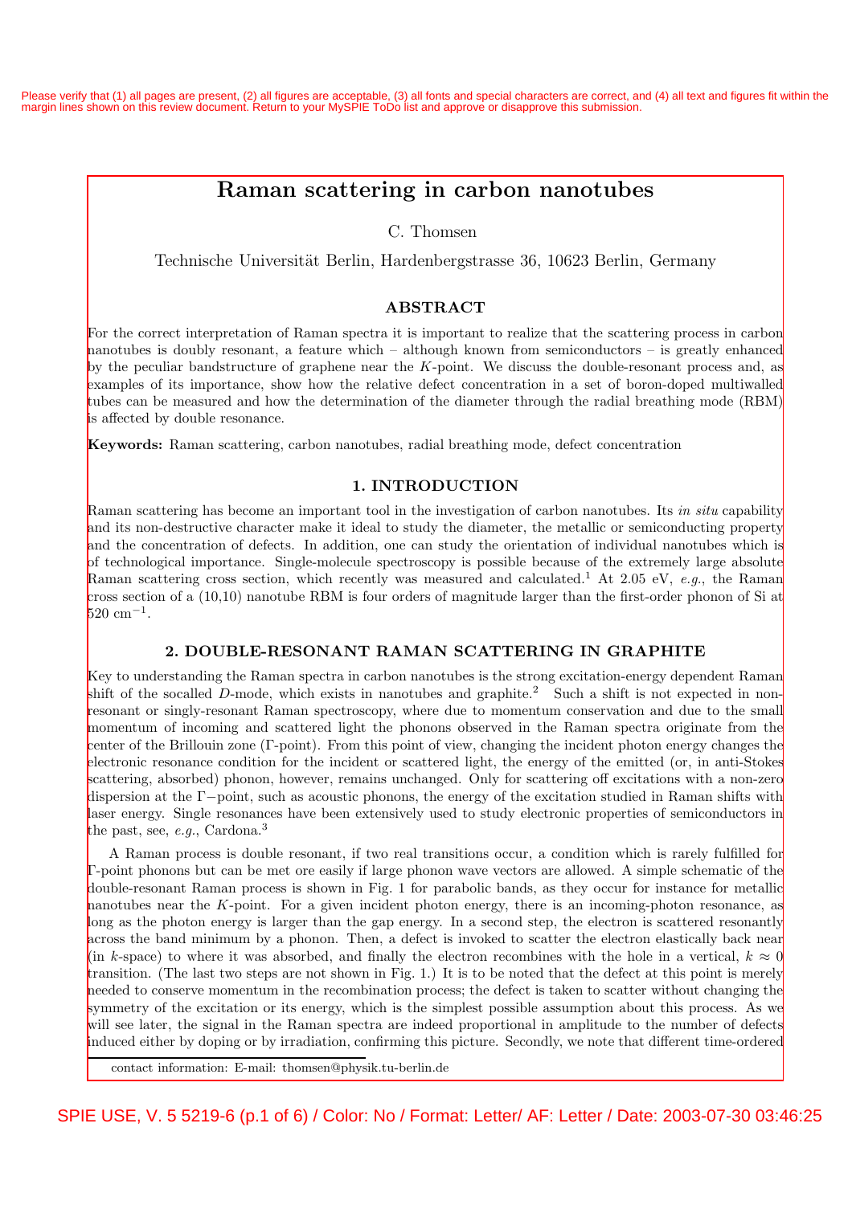# Raman scattering in carbon nanotubes

C. Thomsen

Technische Universität Berlin, Hardenbergstrasse 36, 10623 Berlin, Germany

## ABSTRACT

For the correct interpretation of Raman spectra it is important to realize that the scattering process in carbon nanotubes is doubly resonant, a feature which – although known from semiconductors – is greatly enhanced by the peculiar bandstructure of graphene near the $K$-point. We discuss the double-resonant process and, as examples of its importance, show how the relative defect concentration in a set of boron-doped multiwalled tubes can be measured and how the determination of the diameter through the radial breathing mode (RBM) is affected by double resonance.

**Keywords:** Raman scattering, carbon nanotubes, radial breathing mode, defect concentration

## 1. INTRODUCTION

Raman scattering has become an important tool in the investigation of carbon nanotubes. Its *in situ* capability and its non-destructive character make it ideal to study the diameter, the metallic or semiconducting property and the concentration of defects. In addition, one can study the orientation of individual nanotubes which is of technological importance. Single-molecule spectroscopy is possible because of the extremely large absolute Raman scattering cross section, which recently was measured and calculated.[1] At 2.05 eV, *e.g.*, the Raman cross section of a (10,10) nanotube RBM is four orders of magnitude larger than the first-order phonon of Si at 520 cm$^{-1}$.

## 2. DOUBLE-RESONANT RAMAN SCATTERING IN GRAPHITE

Key to understanding the Raman spectra in carbon nanotubes is the strong excitation-energy dependent Raman shift of the socalled $D$-mode, which exists in nanotubes and graphite.[2] Such a shift is not expected in non-resonant or singly-resonant Raman spectroscopy, where due to momentum conservation and due to the small momentum of incoming and scattered light the phonons observed in the Raman spectra originate from the center of the Brillouin zone ($\Gamma$-point). From this point of view, changing the incident photon energy changes the electronic resonance condition for the incident or scattered light, the energy of the emitted (or, in anti-Stokes scattering, absorbed) phonon, however, remains unchanged. Only for scattering off excitations with a non-zero dispersion at the $\Gamma-$point, such as acoustic phonons, the energy of the excitation studied in Raman shifts with laser energy. Single resonances have been extensively used to study electronic properties of semiconductors in the past, see, *e.g.*, Cardona.[3]

A Raman process is double resonant, if two real transitions occur, a condition which is rarely fulfilled for $\Gamma$-point phonons but can be met ore easily if large phonon wave vectors are allowed. A simple schematic of the double-resonant Raman process is shown in Fig. 1 for parabolic bands, as they occur for instance for metallic nanotubes near the $K$-point. For a given incident photon energy, there is an incoming-photon resonance, as long as the photon energy is larger than the gap energy. In a second step, the electron is scattered resonantly across the band minimum by a phonon. Then, a defect is invoked to scatter the electron elastically back near (in $k$-space) to where it was absorbed, and finally the electron recombines with the hole in a vertical, $k \approx 0$ transition. (The last two steps are not shown in Fig. 1.) It is to be noted that the defect at this point is merely needed to conserve momentum in the recombination process; the defect is taken to scatter without changing the symmetry of the excitation or its energy, which is the simplest possible assumption about this process. As we will see later, the signal in the Raman spectra are indeed proportional in amplitude to the number of defects induced either by doping or by irradiation, confirming this picture. Secondly, we note that different time-ordered

contact information: E-mail: thomsen@physik.tu-berlin.de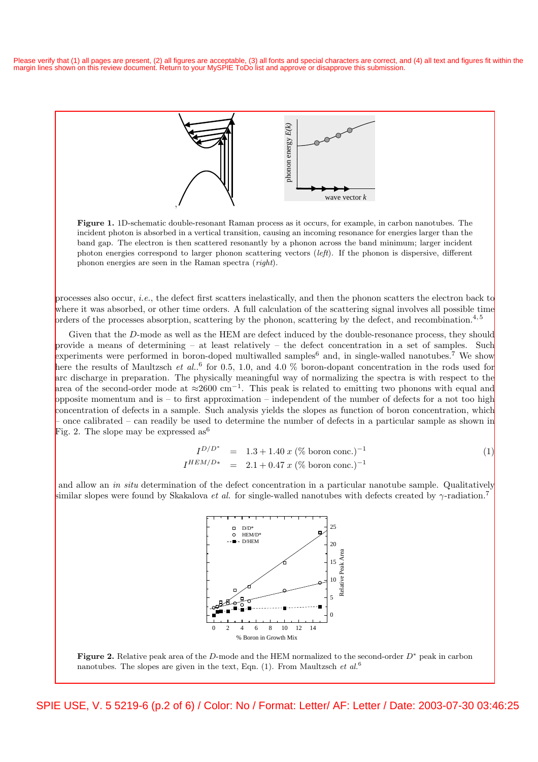**Figure 1.** 1D-schematic double-resonant Raman process as it occurs, for example, in carbon nanotubes. The incident photon is absorbed in a vertical transition, causing an incoming resonance for energies larger than the band gap. The electron is then scattered resonantly by a phonon across the band minimum; larger incident photon energies correspond to larger phonon scattering vectors (*left*). If the phonon is dispersive, different phonon energies are seen in the Raman spectra (*right*).

processes also occur, *i.e.*, the defect first scatters inelastically, and then the phonon scatters the electron back to where it was absorbed, or other time orders. A full calculation of the scattering signal involves all possible time orders of the processes absorption, scattering by the phonon, scattering by the defect, and recombination.[4,5]

Given that the $D$-mode as well as the HEM are defect induced by the double-resonance process, they should provide a means of determining – at least relatively – the defect concentration in a set of samples. Such experiments were performed in boron-doped multiwalled samples[6] and, in single-walled nanotubes.[7] We show here the results of Maultzsch *et al.*.[6] for 0.5, 1.0, and 4.0 % boron-dopant concentration in the rods used for arc discharge in preparation. The physically meaningful way of normalizing the spectra is with respect to the area of the second-order mode at $\approx$2600 cm$^{-1}$. This peak is related to emitting two phonons with equal and opposite momentum and is – to first approximation – independent of the number of defects for a not too high concentration of defects in a sample. Such analysis yields the slopes as function of boron concentration, which – once calibrated – can readily be used to determine the number of defects in a particular sample as shown in Fig. 2. The slope may be expressed as[6]

$$
\begin{aligned}
I^{D/D^*} &= 1.3 + 1.40\, x \text{ (\% boron conc.)}^{-1} \\
I^{HEM/D*} &= 2.1 + 0.47\, x \text{ (\% boron conc.)}^{-1}
\end{aligned}
\tag{1}
$$

and allow an *in situ* determination of the defect concentration in a particular nanotube sample. Qualitatively similar slopes were found by Skakalova *et al.* for single-walled nanotubes with defects created by $\gamma$-radiation.[7]

**Figure 2.** Relative peak area of the $D$-mode and the HEM normalized to the second-order $D^*$ peak in carbon nanotubes. The slopes are given in the text, Eqn. (1). From Maultzsch *et al.*[6]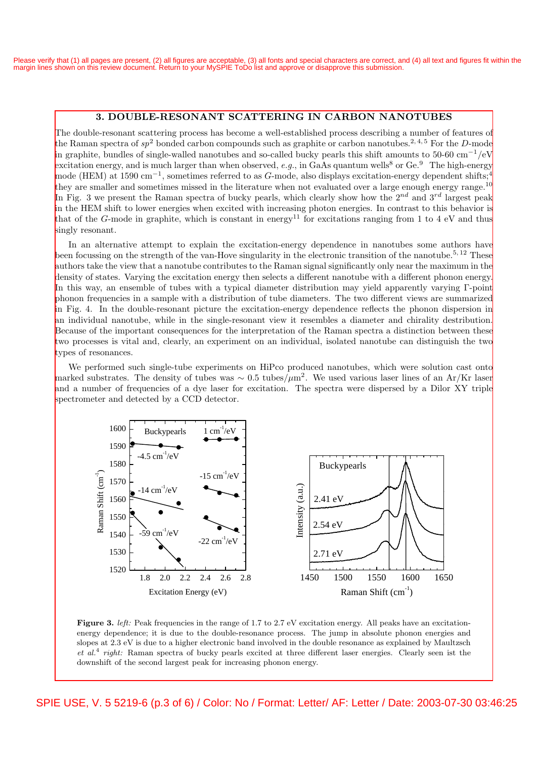## 3. DOUBLE-RESONANT SCATTERING IN CARBON NANOTUBES

The double-resonant scattering process has become a well-established process describing a number of features of the Raman spectra of $sp^2$ bonded carbon compounds such as graphite or carbon nanotubes.[2,4,5] For the $D$-mode in graphite, bundles of single-walled nanotubes and so-called bucky pearls this shift amounts to 50-60 cm$^{-1}$/eV excitation energy, and is much larger than when observed, *e.g.*, in GaAs quantum wells[8] or Ge.[9] The high-energy mode (HEM) at 1590 cm$^{-1}$, sometimes referred to as $G$-mode, also displays excitation-energy dependent shifts;[4] they are smaller and sometimes missed in the literature when not evaluated over a large enough energy range.[10] In Fig. 3 we present the Raman spectra of bucky pearls, which clearly show how the 2$^{nd}$ and 3$^{rd}$ largest peak in the HEM shift to lower energies when excited with increasing photon energies. In contrast to this behavior is that of the $G$-mode in graphite, which is constant in energy[11] for excitations ranging from 1 to 4 eV and thus singly resonant.

In an alternative attempt to explain the excitation-energy dependence in nanotubes some authors have been focussing on the strength of the van-Hove singularity in the electronic transition of the nanotube.[5,12] These authors take the view that a nanotube contributes to the Raman signal significantly only near the maximum in the density of states. Varying the excitation energy then selects a different nanotube with a different phonon energy. In this way, an ensemble of tubes with a typical diameter distribution may yield apparently varying Γ-point phonon frequencies in a sample with a distribution of tube diameters. The two different views are summarized in Fig. 4. In the double-resonant picture the excitation-energy dependence reflects the phonon dispersion in an individual nanotube, while in the single-resonant view it resembles a diameter and chirality destribution. Because of the important consequences for the interpretation of the Raman spectra a distinction between these two processes is vital and, clearly, an experiment on an individual, isolated nanotube can distinguish the two types of resonances.

We performed such single-tube experiments on HiPco produced nanotubes, which were solution cast onto marked substrates. The density of tubes was ∼ 0.5 tubes/$\mu$m$^2$. We used various laser lines of an Ar/Kr laser and a number of frequencies of a dye laser for excitation. The spectra were dispersed by a Dilor XY triple spectrometer and detected by a CCD detector.

**Figure 3.** *left:* Peak frequencies in the range of 1.7 to 2.7 eV excitation energy. All peaks have an excitation-energy dependence; it is due to the double-resonance process. The jump in absolute phonon energies and slopes at 2.3 eV is due to a higher electronic band involved in the double resonance as explained by Maultzsch *et al.*[4] *right:* Raman spectra of bucky pearls excited at three different laser energies. Clearly seen ist the downshift of the second largest peak for increasing phonon energy.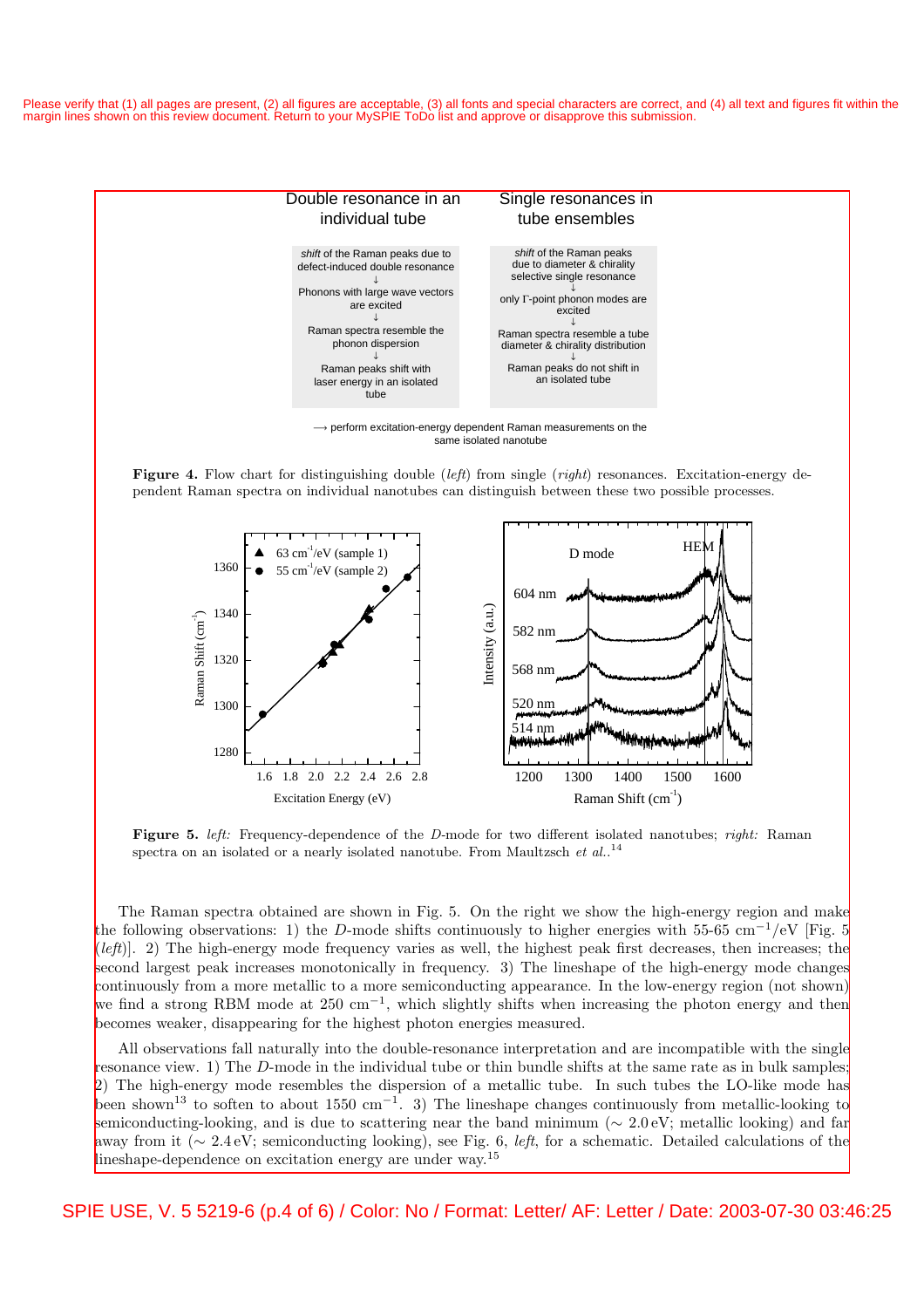Double resonance in an individual tube

*shift* of the Raman peaks due to defect-induced double resonance
↓
Phonons with large wave vectors are excited
↓
Raman spectra resemble the phonon dispersion
↓
Raman peaks shift with laser energy in an isolated tube

Single resonances in tube ensembles

*shift* of the Raman peaks due to diameter & chirality selective single resonance
↓
only Γ-point phonon modes are excited
↓
Raman spectra resemble a tube diameter & chirality distribution
↓
Raman peaks do not shift in an isolated tube

⟶ perform excitation-energy dependent Raman measurements on the same isolated nanotube

**Figure 4.** Flow chart for distinguishing double (*left*) from single (*right*) resonances. Excitation-energy dependent Raman spectra on individual nanotubes can distinguish between these two possible processes.

**Figure 5.** *left:* Frequency-dependence of the *D*-mode for two different isolated nanotubes; *right:* Raman spectra on an isolated or a nearly isolated nanotube. From Maultzsch *et al.*.[14]

The Raman spectra obtained are shown in Fig. 5. On the right we show the high-energy region and make the following observations: 1) the *D*-mode shifts continuously to higher energies with 55-65 cm$^{-1}$/eV [Fig. 5 (*left*)]. 2) The high-energy mode frequency varies as well, the highest peak first decreases, then increases; the second largest peak increases monotonically in frequency. 3) The lineshape of the high-energy mode changes continuously from a more metallic to a more semiconducting appearance. In the low-energy region (not shown) we find a strong RBM mode at 250 cm$^{-1}$, which slightly shifts when increasing the photon energy and then becomes weaker, disappearing for the highest photon energies measured.

All observations fall naturally into the double-resonance interpretation and are incompatible with the single resonance view. 1) The *D*-mode in the individual tube or thin bundle shifts at the same rate as in bulk samples; 2) The high-energy mode resembles the dispersion of a metallic tube. In such tubes the LO-like mode has been shown[13] to soften to about 1550 cm$^{-1}$. 3) The lineshape changes continuously from metallic-looking to semiconducting-looking, and is due to scattering near the band minimum ($\sim 2.0$ eV; metallic looking) and far away from it ($\sim 2.4$ eV; semiconducting looking), see Fig. 6, *left*, for a schematic. Detailed calculations of the lineshape-dependence on excitation energy are under way.[15]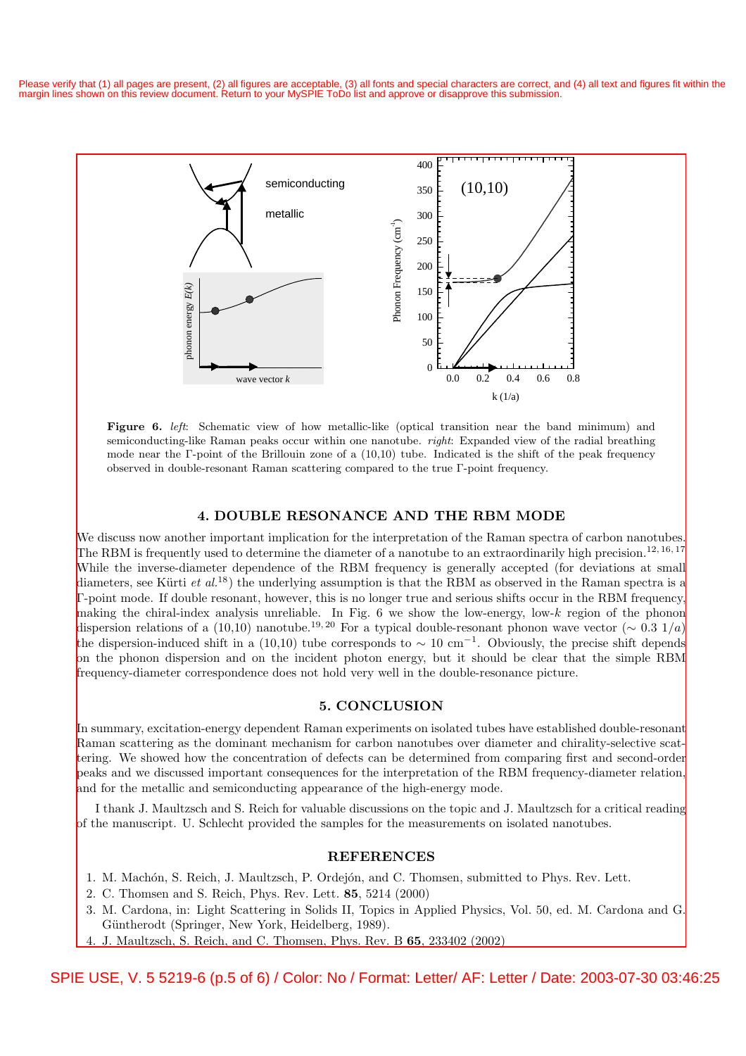**Figure 6.** *left*: Schematic view of how metallic-like (optical transition near the band minimum) and semiconducting-like Raman peaks occur within one nanotube. *right*: Expanded view of the radial breathing mode near the Γ-point of the Brillouin zone of a (10,10) tube. Indicated is the shift of the peak frequency observed in double-resonant Raman scattering compared to the true Γ-point frequency.

## 4. DOUBLE RESONANCE AND THE RBM MODE

We discuss now another important implication for the interpretation of the Raman spectra of carbon nanotubes. The RBM is frequently used to determine the diameter of a nanotube to an extraordinarily high precision.[12,16,17] While the inverse-diameter dependence of the RBM frequency is generally accepted (for deviations at small diameters, see Kürti *et al.*[18]) the underlying assumption is that the RBM as observed in the Raman spectra is a Γ-point mode. If double resonant, however, this is no longer true and serious shifts occur in the RBM frequency, making the chiral-index analysis unreliable. In Fig. 6 we show the low-energy, low-$k$ region of the phonon dispersion relations of a (10,10) nanotube.[19,20] For a typical double-resonant phonon wave vector ($\sim 0.3\ 1/a$) the dispersion-induced shift in a (10,10) tube corresponds to $\sim 10$ cm$^{-1}$. Obviously, the precise shift depends on the phonon dispersion and on the incident photon energy, but it should be clear that the simple RBM frequency-diameter correspondence does not hold very well in the double-resonance picture.

## 5. CONCLUSION

In summary, excitation-energy dependent Raman experiments on isolated tubes have established double-resonant Raman scattering as the dominant mechanism for carbon nanotubes over diameter and chirality-selective scattering. We showed how the concentration of defects can be determined from comparing first and second-order peaks and we discussed important consequences for the interpretation of the RBM frequency-diameter relation, and for the metallic and semiconducting appearance of the high-energy mode.

I thank J. Maultzsch and S. Reich for valuable discussions on the topic and J. Maultzsch for a critical reading of the manuscript. U. Schlecht provided the samples for the measurements on isolated nanotubes.

## REFERENCES

1. M. Machón, S. Reich, J. Maultzsch, P. Ordejón, and C. Thomsen, submitted to Phys. Rev. Lett.
2. C. Thomsen and S. Reich, Phys. Rev. Lett. **85**, 5214 (2000)
3. M. Cardona, in: Light Scattering in Solids II, Topics in Applied Physics, Vol. 50, ed. M. Cardona and G. Güntherodt (Springer, New York, Heidelberg, 1989).
4. J. Maultzsch, S. Reich, and C. Thomsen, Phys. Rev. B **65**, 233402 (2002)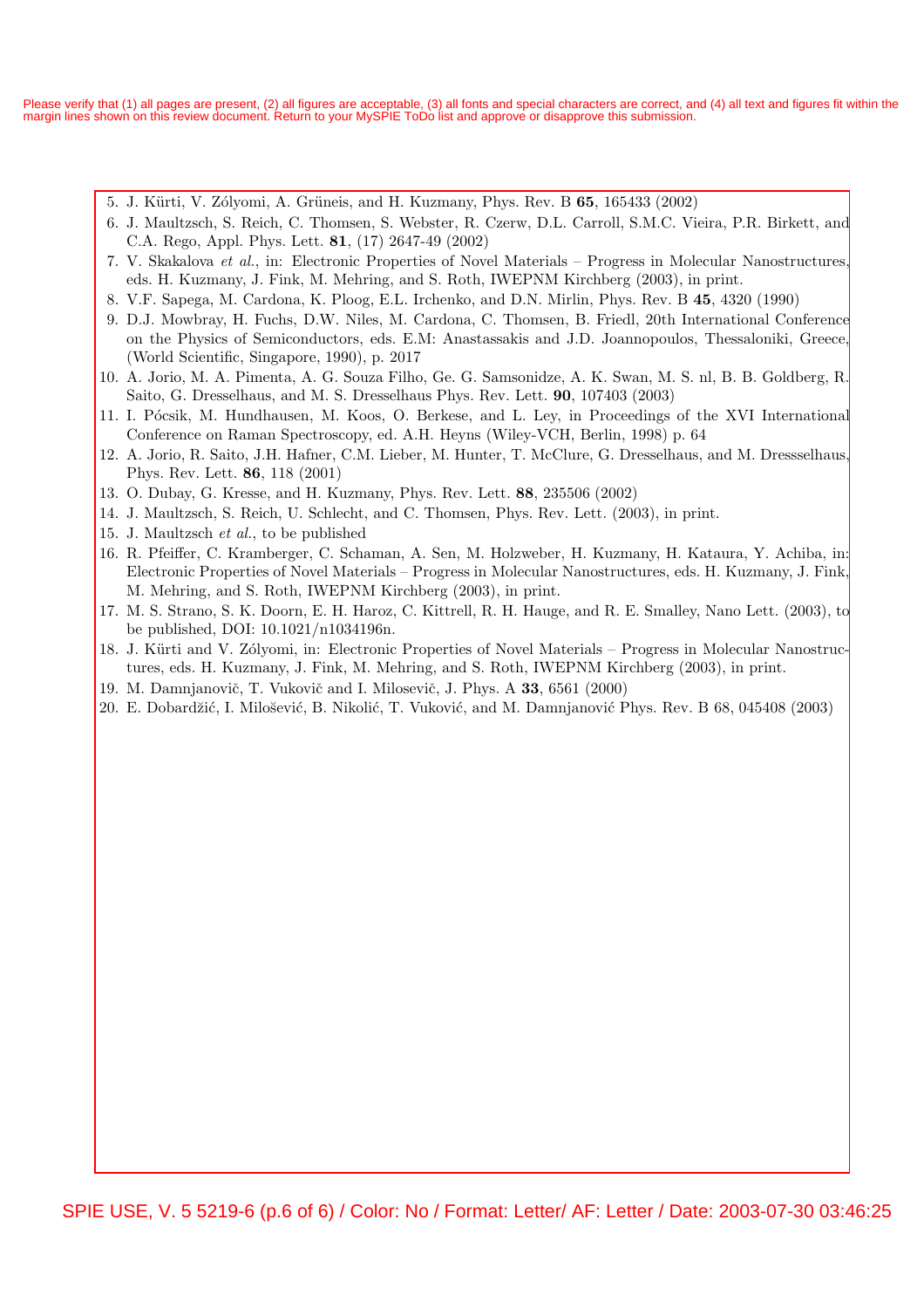5. J. Kürti, V. Zólyomi, A. Grüneis, and H. Kuzmany, Phys. Rev. B **65**, 165433 (2002)
6. J. Maultzsch, S. Reich, C. Thomsen, S. Webster, R. Czerw, D.L. Carroll, S.M.C. Vieira, P.R. Birkett, and C.A. Rego, Appl. Phys. Lett. **81**, (17) 2647-49 (2002)
7. V. Skakalova *et al.*, in: Electronic Properties of Novel Materials – Progress in Molecular Nanostructures, eds. H. Kuzmany, J. Fink, M. Mehring, and S. Roth, IWEPNM Kirchberg (2003), in print.
8. V.F. Sapega, M. Cardona, K. Ploog, E.L. Irchenko, and D.N. Mirlin, Phys. Rev. B **45**, 4320 (1990)
9. D.J. Mowbray, H. Fuchs, D.W. Niles, M. Cardona, C. Thomsen, B. Friedl, 20th International Conference on the Physics of Semiconductors, eds. E.M: Anastassakis and J.D. Joannopoulos, Thessaloniki, Greece, (World Scientific, Singapore, 1990), p. 2017
10. A. Jorio, M. A. Pimenta, A. G. Souza Filho, Ge. G. Samsonidze, A. K. Swan, M. S. nl, B. B. Goldberg, R. Saito, G. Dresselhaus, and M. S. Dresselhaus Phys. Rev. Lett. **90**, 107403 (2003)
11. I. Pócsik, M. Hundhausen, M. Koos, O. Berkese, and L. Ley, in Proceedings of the XVI International Conference on Raman Spectroscopy, ed. A.H. Heyns (Wiley-VCH, Berlin, 1998) p. 64
12. A. Jorio, R. Saito, J.H. Hafner, C.M. Lieber, M. Hunter, T. McClure, G. Dresselhaus, and M. Dressselhaus, Phys. Rev. Lett. **86**, 118 (2001)
13. O. Dubay, G. Kresse, and H. Kuzmany, Phys. Rev. Lett. **88**, 235506 (2002)
14. J. Maultzsch, S. Reich, U. Schlecht, and C. Thomsen, Phys. Rev. Lett. (2003), in print.
15. J. Maultzsch *et al.*, to be published
16. R. Pfeiffer, C. Kramberger, C. Schaman, A. Sen, M. Holzweber, H. Kuzmany, H. Kataura, Y. Achiba, in: Electronic Properties of Novel Materials – Progress in Molecular Nanostructures, eds. H. Kuzmany, J. Fink, M. Mehring, and S. Roth, IWEPNM Kirchberg (2003), in print.
17. M. S. Strano, S. K. Doorn, E. H. Haroz, C. Kittrell, R. H. Hauge, and R. E. Smalley, Nano Lett. (2003), to be published, DOI: 10.1021/n1034196n.
18. J. Kürti and V. Zólyomi, in: Electronic Properties of Novel Materials – Progress in Molecular Nanostructures, eds. H. Kuzmany, J. Fink, M. Mehring, and S. Roth, IWEPNM Kirchberg (2003), in print.
19. M. Damnjanovič, T. Vukovič and I. Milosevič, J. Phys. A **33**, 6561 (2000)
20. E. Dobardžić, I. Milošević, B. Nikolić, T. Vuković, and M. Damnjanović Phys. Rev. B 68, 045408 (2003)